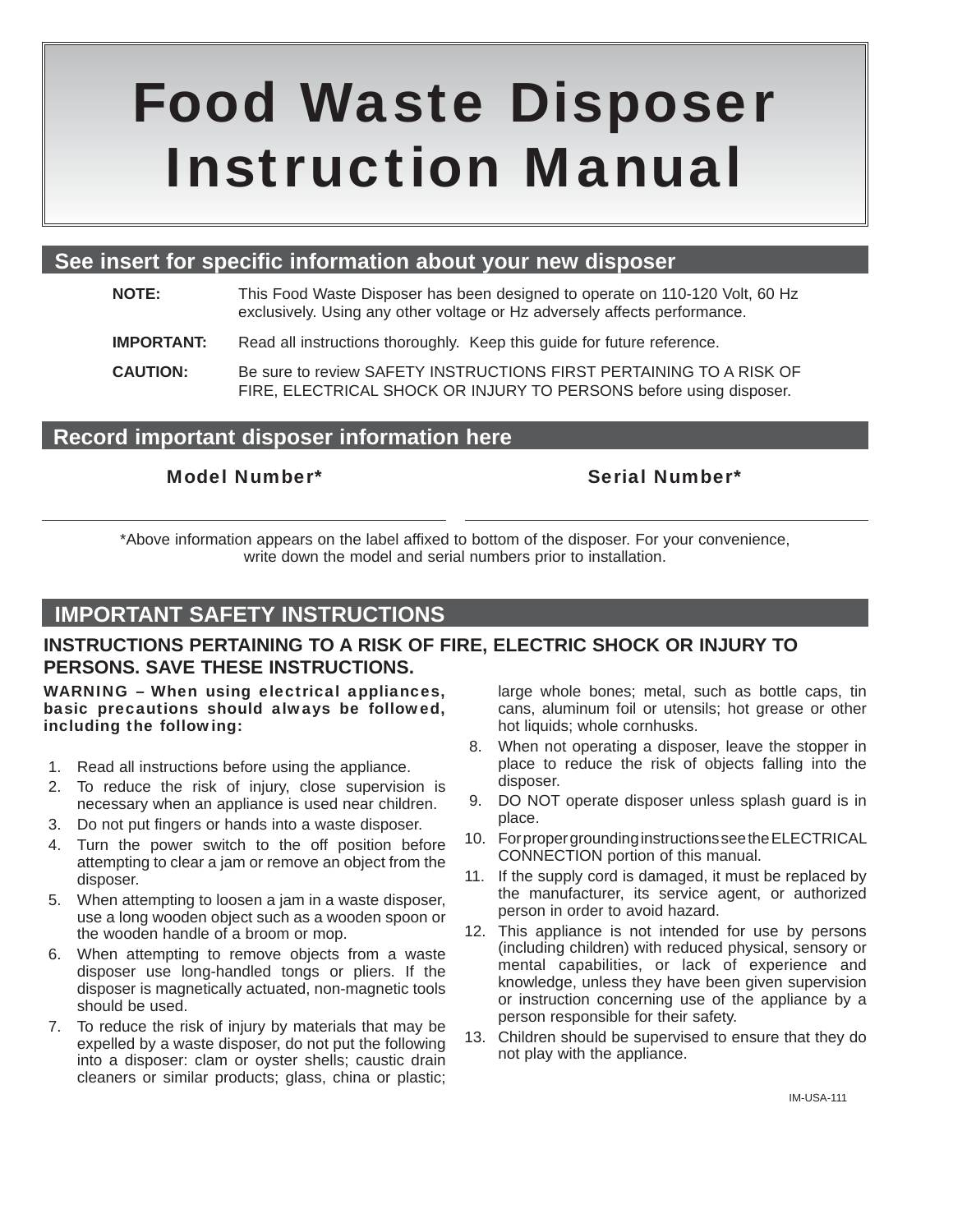# Food Waste Disposer Instruction Manual

## See insert for specific information about your new disposer

**NOTE:** This Food Waste Disposer has been designed to operate on 110-120 Volt, 60 Hz exclusively. Using any other voltage or Hz adversely affects performance.

**IMPORTANT:** Read all instructions thoroughly. Keep this guide for future reference.

**CAUTION:** Be sure to review SAFETY INSTRUCTIONS FIRST PERTAINING TO A RISK OF FIRE, ELECTRICAL SHOCK OR INJURY TO PERSONS before using disposer.

## Record important disposer information here

**Model Number*** ______________________

**Serial Number*** ______________________

*Above information appears on the label affixed to bottom of the disposer. For your convenience, write down the model and serial numbers prior to installation.

## IMPORTANT SAFETY INSTRUCTIONS

### INSTRUCTIONS PERTAINING TO A RISK OF FIRE, ELECTRIC SHOCK OR INJURY TO PERSONS. SAVE THESE INSTRUCTIONS.

**WARNING – When using electrical appliances, basic precautions should always be followed, including the following:**

1. Read all instructions before using the appliance.
2. To reduce the risk of injury, close supervision is necessary when an appliance is used near children.
3. Do not put fingers or hands into a waste disposer.
4. Turn the power switch to the off position before attempting to clear a jam or remove an object from the disposer.
5. When attempting to loosen a jam in a waste disposer, use a long wooden object such as a wooden spoon or the wooden handle of a broom or mop.
6. When attempting to remove objects from a waste disposer use long-handled tongs or pliers. If the disposer is magnetically actuated, non-magnetic tools should be used.
7. To reduce the risk of injury by materials that may be expelled by a waste disposer, do not put the following into a disposer: clam or oyster shells; caustic drain cleaners or similar products; glass, china or plastic; large whole bones; metal, such as bottle caps, tin cans, aluminum foil or utensils; hot grease or other hot liquids; whole cornhusks.
8. When not operating a disposer, leave the stopper in place to reduce the risk of objects falling into the disposer.
9. DO NOT operate disposer unless splash guard is in place.
10. For proper grounding instructions see the ELECTRICAL CONNECTION portion of this manual.
11. If the supply cord is damaged, it must be replaced by the manufacturer, its service agent, or authorized person in order to avoid hazard.
12. This appliance is not intended for use by persons (including children) with reduced physical, sensory or mental capabilities, or lack of experience and knowledge, unless they have been given supervision or instruction concerning use of the appliance by a person responsible for their safety.
13. Children should be supervised to ensure that they do not play with the appliance.

IM-USA-111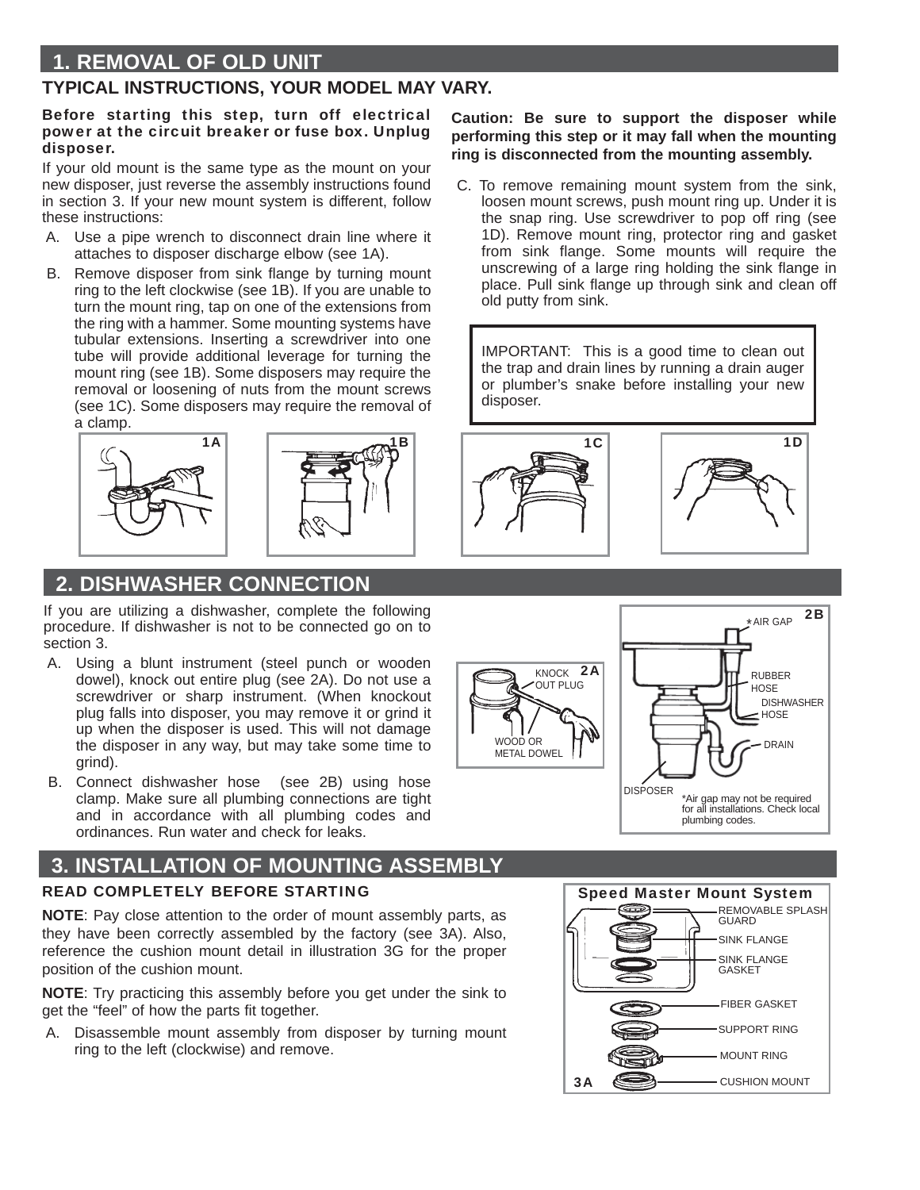## 1. REMOVAL OF OLD UNIT

### TYPICAL INSTRUCTIONS, YOUR MODEL MAY VARY.

**Before starting this step, turn off electrical power at the circuit breaker or fuse box. Unplug disposer.**

If your old mount is the same type as the mount on your new disposer, just reverse the assembly instructions found in section 3. If your new mount system is different, follow these instructions:

A. Use a pipe wrench to disconnect drain line where it attaches to disposer discharge elbow (see 1A).

B. Remove disposer from sink flange by turning mount ring to the left clockwise (see 1B). If you are unable to turn the mount ring, tap on one of the extensions from the ring with a hammer. Some mounting systems have tubular extensions. Inserting a screwdriver into one tube will provide additional leverage for turning the mount ring (see 1B). Some disposers may require the removal or loosening of nuts from the mount screws (see 1C). Some disposers may require the removal of a clamp.

**Caution: Be sure to support the disposer while performing this step or it may fall when the mounting ring is disconnected from the mounting assembly.**

C. To remove remaining mount system from the sink, loosen mount screws, push mount ring up. Under it is the snap ring. Use screwdriver to pop off ring (see 1D). Remove mount ring, protector ring and gasket from sink flange. Some mounts will require the unscrewing of a large ring holding the sink flange in place. Pull sink flange up through sink and clean off old putty from sink.

IMPORTANT: This is a good time to clean out the trap and drain lines by running a drain auger or plumber's snake before installing your new disposer.

1A

1B

1C

1D

## 2. DISHWASHER CONNECTION

If you are utilizing a dishwasher, complete the following procedure. If dishwasher is not to be connected go on to section 3.

A. Using a blunt instrument (steel punch or wooden dowel), knock out entire plug (see 2A). Do not use a screwdriver or sharp instrument. (When knockout plug falls into disposer, you may remove it or grind it up when the disposer is used. This will not damage the disposer in any way, but may take some time to grind).

B. Connect dishwasher hose (see 2B) using hose clamp. Make sure all plumbing connections are tight and in accordance with all plumbing codes and ordinances. Run water and check for leaks.

2A: KNOCK OUT PLUG; WOOD OR METAL DOWEL

2B: *AIR GAP; RUBBER HOSE; DISHWASHER HOSE; DRAIN; DISPOSER

*Air gap may not be required for all installations. Check local plumbing codes.

## 3. INSTALLATION OF MOUNTING ASSEMBLY

**READ COMPLETELY BEFORE STARTING**

**NOTE**: Pay close attention to the order of mount assembly parts, as they have been correctly assembled by the factory (see 3A). Also, reference the cushion mount detail in illustration 3G for the proper position of the cushion mount.

**NOTE**: Try practicing this assembly before you get under the sink to get the "feel" of how the parts fit together.

A. Disassemble mount assembly from disposer by turning mount ring to the left (clockwise) and remove.

**Speed Master Mount System**

3A: REMOVABLE SPLASH GUARD; SINK FLANGE; SINK FLANGE GASKET; FIBER GASKET; SUPPORT RING; MOUNT RING; CUSHION MOUNT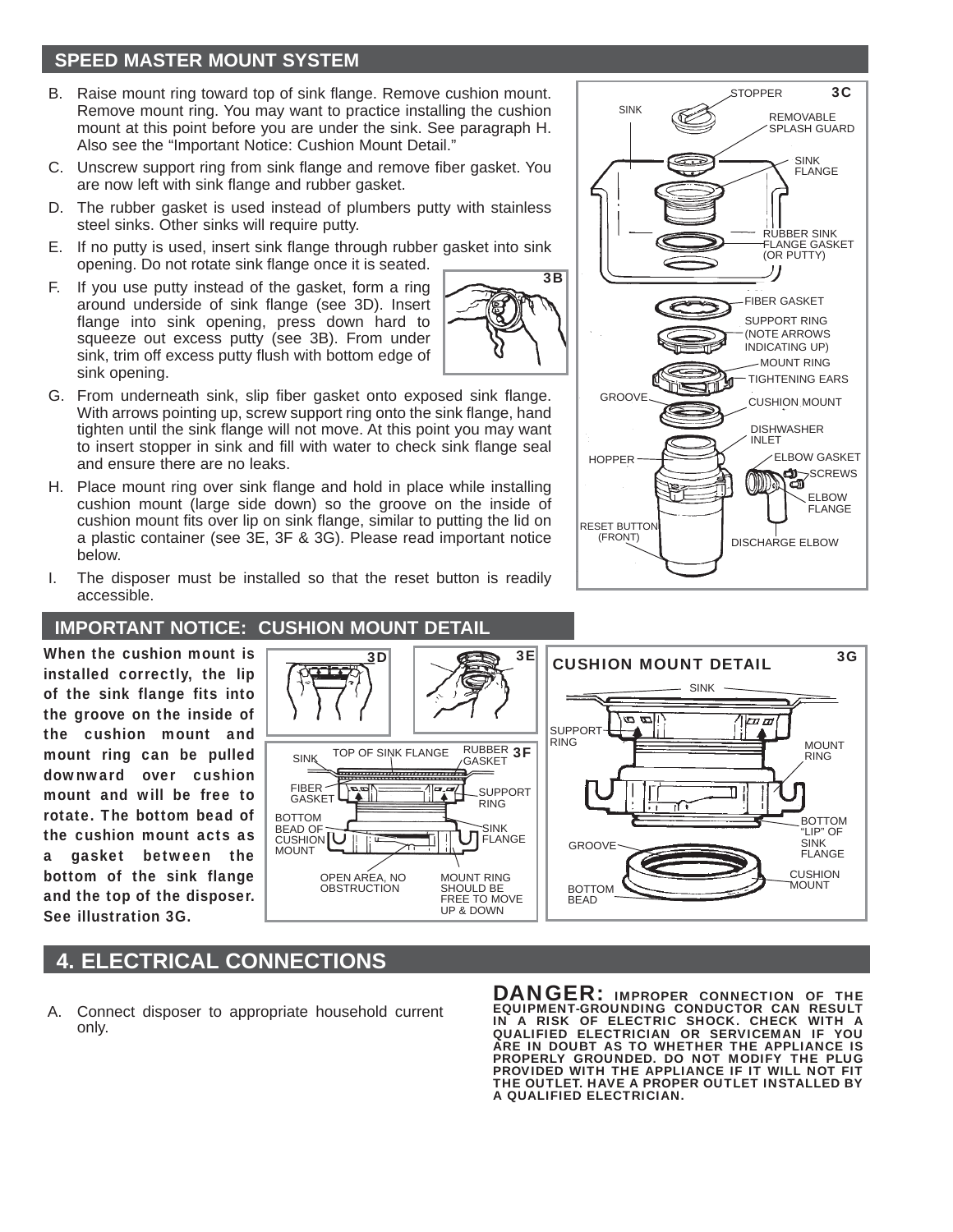## SPEED MASTER MOUNT SYSTEM

B. Raise mount ring toward top of sink flange. Remove cushion mount. Remove mount ring. You may want to practice installing the cushion mount at this point before you are under the sink. See paragraph H. Also see the "Important Notice: Cushion Mount Detail."

C. Unscrew support ring from sink flange and remove fiber gasket. You are now left with sink flange and rubber gasket.

D. The rubber gasket is used instead of plumbers putty with stainless steel sinks. Other sinks will require putty.

E. If no putty is used, insert sink flange through rubber gasket into sink opening. Do not rotate sink flange once it is seated.

F. If you use putty instead of the gasket, form a ring around underside of sink flange (see 3D). Insert flange into sink opening, press down hard to squeeze out excess putty (see 3B). From under sink, trim off excess putty flush with bottom edge of sink opening.

G. From underneath sink, slip fiber gasket onto exposed sink flange. With arrows pointing up, screw support ring onto the sink flange, hand tighten until the sink flange will not move. At this point you may want to insert stopper in sink and fill with water to check sink flange seal and ensure there are no leaks.

H. Place mount ring over sink flange and hold in place while installing cushion mount (large side down) so the groove on the inside of cushion mount fits over lip on sink flange, similar to putting the lid on a plastic container (see 3E, 3F & 3G). Please read important notice below.

I. The disposer must be installed so that the reset button is readily accessible.

3B

3C — STOPPER, SINK, REMOVABLE SPLASH GUARD, SINK FLANGE, RUBBER SINK FLANGE GASKET (OR PUTTY), FIBER GASKET, SUPPORT RING (NOTE ARROWS INDICATING UP), MOUNT RING, TIGHTENING EARS, GROOVE, CUSHION MOUNT, DISHWASHER INLET, HOPPER, ELBOW GASKET, SCREWS, ELBOW FLANGE, RESET BUTTON (FRONT), DISCHARGE ELBOW

## IMPORTANT NOTICE: CUSHION MOUNT DETAIL

**When the cushion mount is installed correctly, the lip of the sink flange fits into the groove on the inside of the cushion mount and mount ring can be pulled downward over cushion mount and will be free to rotate. The bottom bead of the cushion mount acts as a gasket between the bottom of the sink flange and the top of the disposer. See illustration 3G.**

3D

3E

3F — SINK, TOP OF SINK FLANGE, RUBBER GASKET, FIBER GASKET, SUPPORT RING, BOTTOM BEAD OF CUSHION MOUNT, SINK FLANGE, OPEN AREA, NO OBSTRUCTION, MOUNT RING SHOULD BE FREE TO MOVE UP & DOWN

3G — CUSHION MOUNT DETAIL: SINK, SUPPORT RING, MOUNT RING, BOTTOM "LIP" OF SINK FLANGE, GROOVE, CUSHION MOUNT, BOTTOM BEAD

## 4. ELECTRICAL CONNECTIONS

A. Connect disposer to appropriate household current only.

**DANGER: IMPROPER CONNECTION OF THE EQUIPMENT-GROUNDING CONDUCTOR CAN RESULT IN A RISK OF ELECTRIC SHOCK. CHECK WITH A QUALIFIED ELECTRICIAN OR SERVICEMAN IF YOU ARE IN DOUBT AS TO WHETHER THE APPLIANCE IS PROPERLY GROUNDED. DO NOT MODIFY THE PLUG PROVIDED WITH THE APPLIANCE IF IT WILL NOT FIT THE OUTLET. HAVE A PROPER OUTLET INSTALLED BY A QUALIFIED ELECTRICIAN.**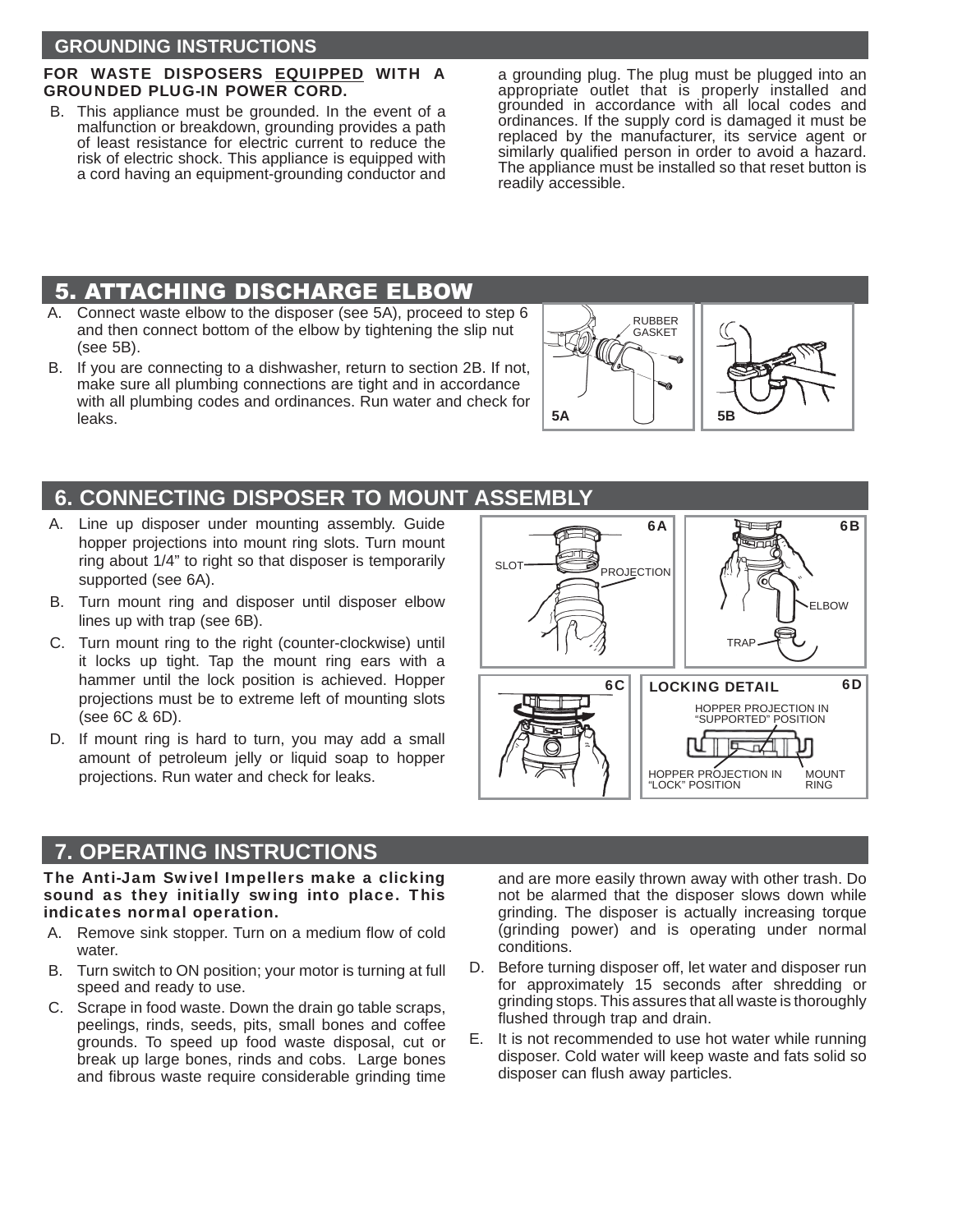## GROUNDING INSTRUCTIONS

**FOR WASTE DISPOSERS EQUIPPED WITH A GROUNDED PLUG-IN POWER CORD.**

B. This appliance must be grounded. In the event of a malfunction or breakdown, grounding provides a path of least resistance for electric current to reduce the risk of electric shock. This appliance is equipped with a cord having an equipment-grounding conductor and a grounding plug. The plug must be plugged into an appropriate outlet that is properly installed and grounded in accordance with all local codes and ordinances. If the supply cord is damaged it must be replaced by the manufacturer, its service agent or similarly qualified person in order to avoid a hazard. The appliance must be installed so that reset button is readily accessible.

## 5. ATTACHING DISCHARGE ELBOW

A. Connect waste elbow to the disposer (see 5A), proceed to step 6 and then connect bottom of the elbow by tightening the slip nut (see 5B).

B. If you are connecting to a dishwasher, return to section 2B. If not, make sure all plumbing connections are tight and in accordance with all plumbing codes and ordinances. Run water and check for leaks.

RUBBER GASKET

5A

5B

## 6. CONNECTING DISPOSER TO MOUNT ASSEMBLY

A. Line up disposer under mounting assembly. Guide hopper projections into mount ring slots. Turn mount ring about 1/4" to right so that disposer is temporarily supported (see 6A).

B. Turn mount ring and disposer until disposer elbow lines up with trap (see 6B).

C. Turn mount ring to the right (counter-clockwise) until it locks up tight. Tap the mount ring ears with a hammer until the lock position is achieved. Hopper projections must be to extreme left of mounting slots (see 6C & 6D).

D. If mount ring is hard to turn, you may add a small amount of petroleum jelly or liquid soap to hopper projections. Run water and check for leaks.

6A — SLOT, PROJECTION

6B — ELBOW, TRAP

6C

6D — LOCKING DETAIL: HOPPER PROJECTION IN "SUPPORTED" POSITION; HOPPER PROJECTION IN "LOCK" POSITION; MOUNT RING

## 7. OPERATING INSTRUCTIONS

**The Anti-Jam Swivel Impellers make a clicking sound as they initially swing into place. This indicates normal operation.**

A. Remove sink stopper. Turn on a medium flow of cold water.

B. Turn switch to ON position; your motor is turning at full speed and ready to use.

C. Scrape in food waste. Down the drain go table scraps, peelings, rinds, seeds, pits, small bones and coffee grounds. To speed up food waste disposal, cut or break up large bones, rinds and cobs. Large bones and fibrous waste require considerable grinding time and are more easily thrown away with other trash. Do not be alarmed that the disposer slows down while grinding. The disposer is actually increasing torque (grinding power) and is operating under normal conditions.

D. Before turning disposer off, let water and disposer run for approximately 15 seconds after shredding or grinding stops. This assures that all waste is thoroughly flushed through trap and drain.

E. It is not recommended to use hot water while running disposer. Cold water will keep waste and fats solid so disposer can flush away particles.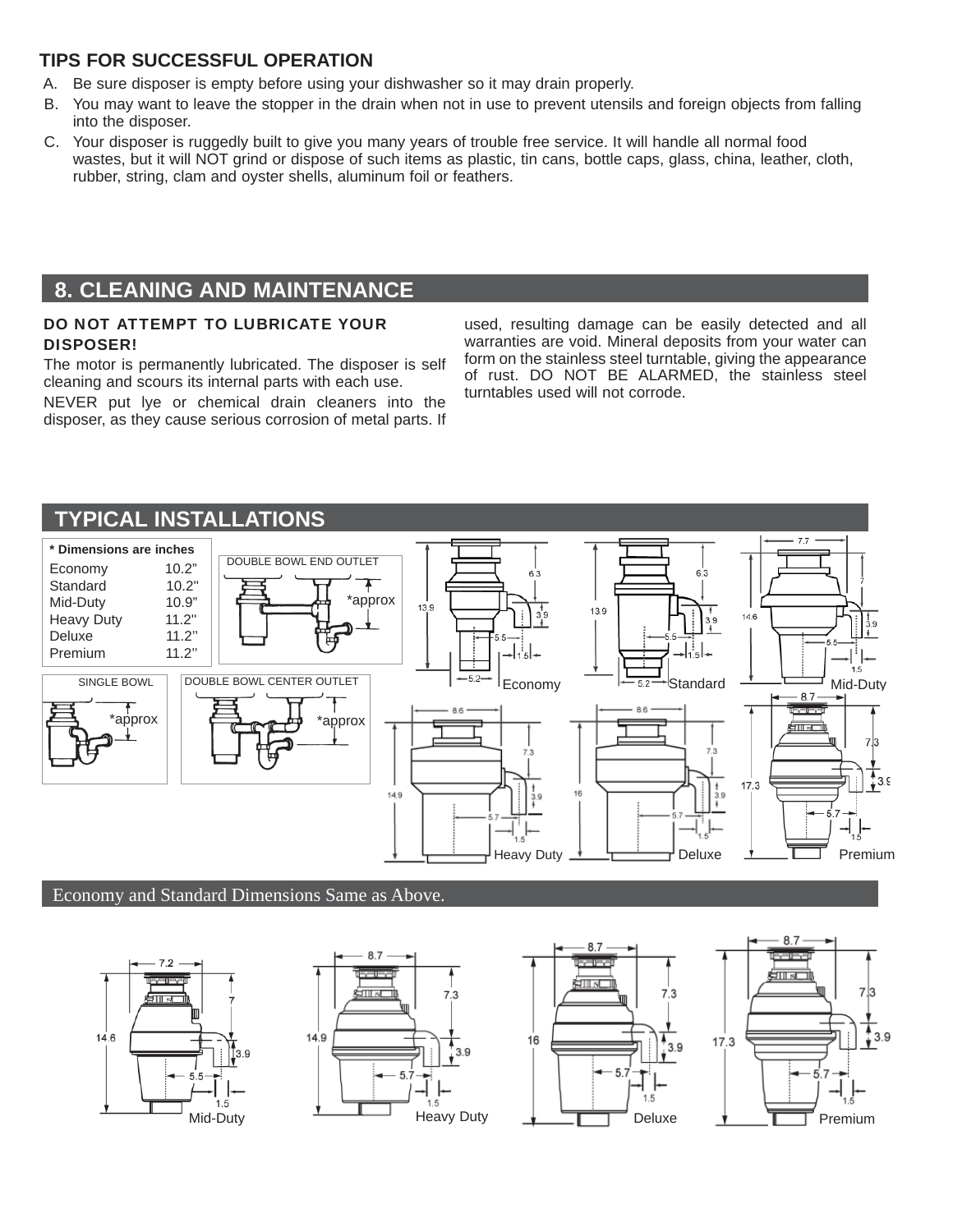## TIPS FOR SUCCESSFUL OPERATION

A. Be sure disposer is empty before using your dishwasher so it may drain properly.

B. You may want to leave the stopper in the drain when not in use to prevent utensils and foreign objects from falling into the disposer.

C. Your disposer is ruggedly built to give you many years of trouble free service. It will handle all normal food wastes, but it will NOT grind or dispose of such items as plastic, tin cans, bottle caps, glass, china, leather, cloth, rubber, string, clam and oyster shells, aluminum foil or feathers.

## 8. CLEANING AND MAINTENANCE

**DO NOT ATTEMPT TO LUBRICATE YOUR DISPOSER!**

The motor is permanently lubricated. The disposer is self cleaning and scours its internal parts with each use.

NEVER put lye or chemical drain cleaners into the disposer, as they cause serious corrosion of metal parts. If used, resulting damage can be easily detected and all warranties are void. Mineral deposits from your water can form on the stainless steel turntable, giving the appearance of rust. DO NOT BE ALARMED, the stainless steel turntables used will not corrode.

## TYPICAL INSTALLATIONS

**\* Dimensions are inches**

| Model | Dimension |
|---|---|
| Economy | 10.2" |
| Standard | 10.2" |
| Mid-Duty | 10.9" |
| Heavy Duty | 11.2" |
| Deluxe | 11.2" |
| Premium | 11.2" |

DOUBLE BOWL END OUTLET — *approx

SINGLE BOWL — *approx

DOUBLE BOWL CENTER OUTLET — *approx

Economy: 13.9, 6.3, 3.9, 5.5, 1.5, 5.2

Standard: 13.9, 6.3, 3.9, 5.5, 1.5, 5.2

Mid-Duty: 7.7, 14.6, 7, 3.9, 5.5, 1.5

Heavy Duty: 8.6, 14.9, 7.3, 3.9, 5.7, 1.5

Deluxe: 8.6, 16, 7.3, 3.9, 5.7, 1.5

Premium: 8.7, 17.3, 7.3, 3.9, 5.7, 1.5

Economy and Standard Dimensions Same as Above.

Mid-Duty: 7.2, 14.6, 7, 3.9, 5.5, 1.5

Heavy Duty: 8.7, 14.9, 7.3, 3.9, 5.7, 1.5

Deluxe: 8.7, 16, 7.3, 3.9, 5.7, 1.5

Premium: 8.7, 17.3, 7.3, 3.9, 5.7, 1.5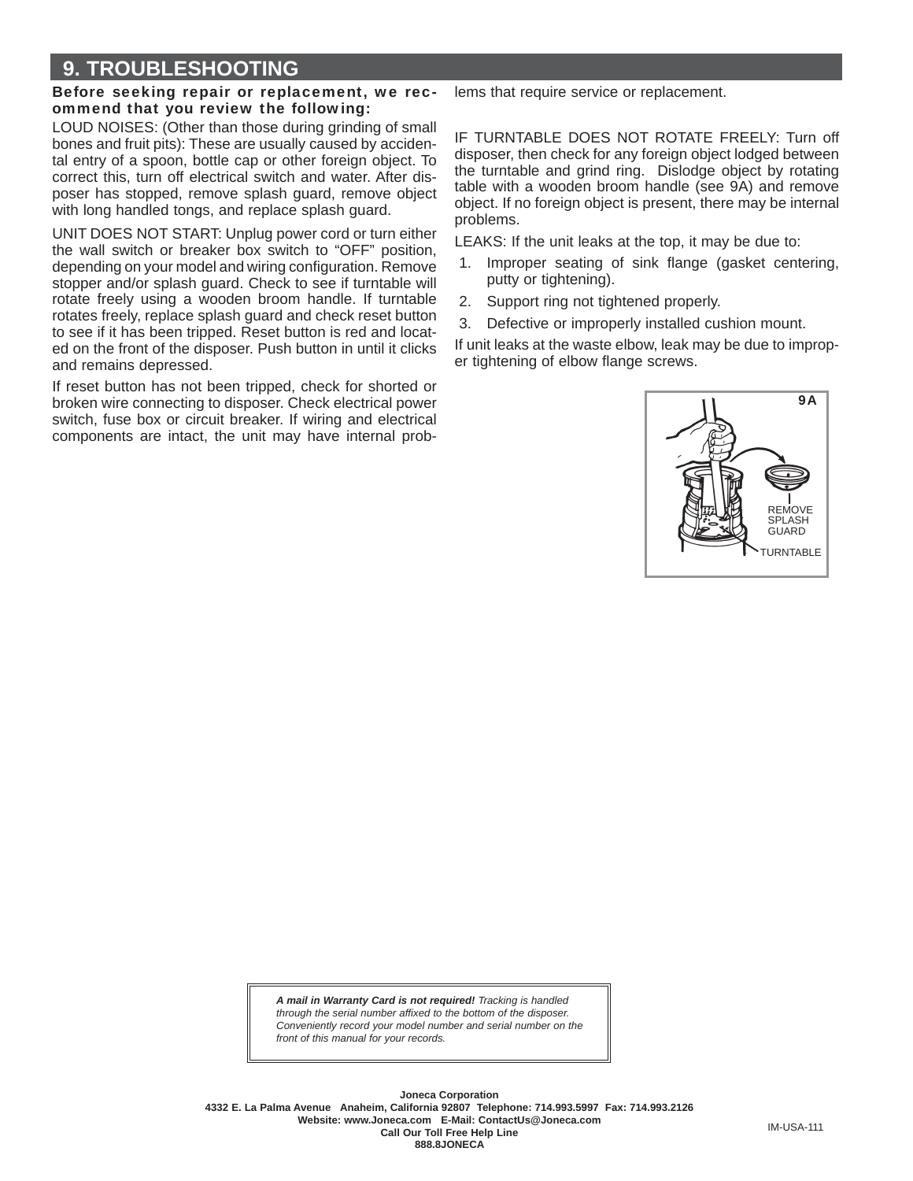## 9. TROUBLESHOOTING

**Before seeking repair or replacement, we recommend that you review the following:**

LOUD NOISES: (Other than those during grinding of small bones and fruit pits): These are usually caused by accidental entry of a spoon, bottle cap or other foreign object. To correct this, turn off electrical switch and water. After disposer has stopped, remove splash guard, remove object with long handled tongs, and replace splash guard.

UNIT DOES NOT START: Unplug power cord or turn either the wall switch or breaker box switch to "OFF" position, depending on your model and wiring configuration. Remove stopper and/or splash guard. Check to see if turntable will rotate freely using a wooden broom handle. If turntable rotates freely, replace splash guard and check reset button to see if it has been tripped. Reset button is red and located on the front of the disposer. Push button in until it clicks and remains depressed.

If reset button has not been tripped, check for shorted or broken wire connecting to disposer. Check electrical power switch, fuse box or circuit breaker. If wiring and electrical components are intact, the unit may have internal problems that require service or replacement.

IF TURNTABLE DOES NOT ROTATE FREELY: Turn off disposer, then check for any foreign object lodged between the turntable and grind ring. Dislodge object by rotating table with a wooden broom handle (see 9A) and remove object. If no foreign object is present, there may be internal problems.

LEAKS: If the unit leaks at the top, it may be due to:

1. Improper seating of sink flange (gasket centering, putty or tightening).
2. Support ring not tightened properly.
3. Defective or improperly installed cushion mount.

If unit leaks at the waste elbow, leak may be due to improper tightening of elbow flange screws.

9A

REMOVE SPLASH GUARD

TURNTABLE

***A mail in Warranty Card is not required!*** *Tracking is handled through the serial number affixed to the bottom of the disposer. Conveniently record your model number and serial number on the front of this manual for your records.*

**Joneca Corporation**
**4332 E. La Palma Avenue Anaheim, California 92807 Telephone: 714.993.5997 Fax: 714.993.2126**
**Website: www.Joneca.com E-Mail: ContactUs@Joneca.com**
**Call Our Toll Free Help Line**
**888.8JONECA**

IM-USA-111